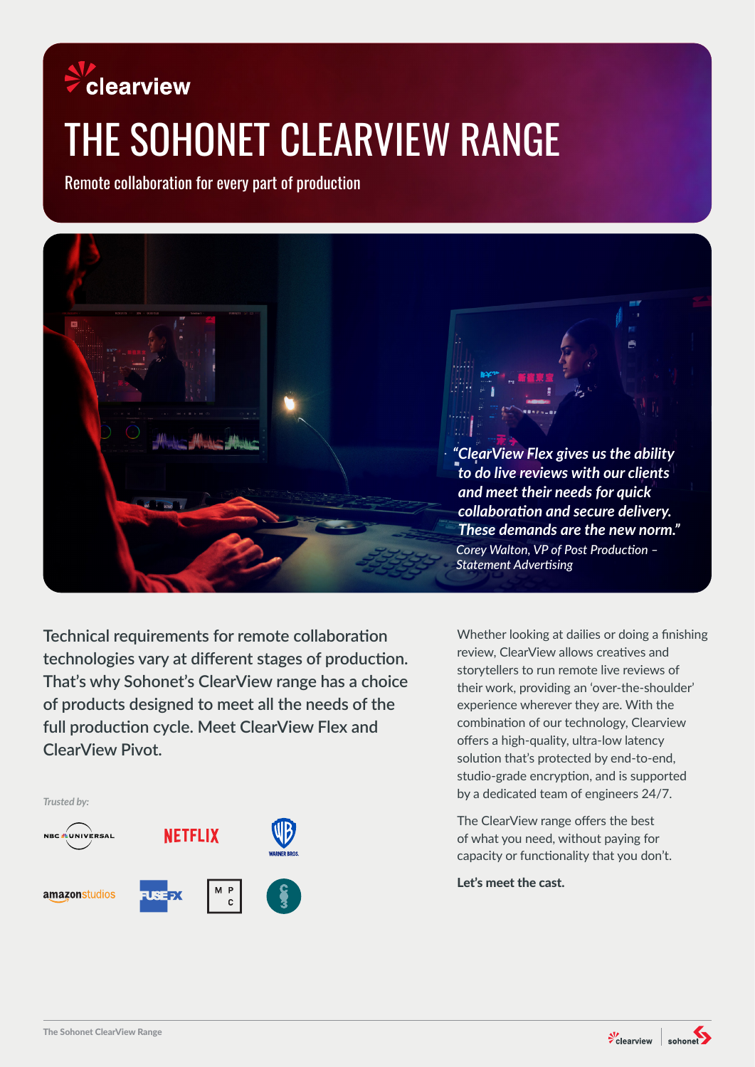clearview

# THE SOHONET CLEARVIEW RANGE

## Remote collaboration for every part of production

*"ClearView Flex gives us the ability to do live reviews with our clients and meet their needs for quick collaboration and secure delivery. These demands are the new norm."*

*Corey Walton, VP of Post Production – Statement Advertising*

Technical requirements for remote collaboration technologies vary at different stages of production. That's why Sohonet's ClearView range has a choice of products designed to meet all the needs of the full production cycle. Meet ClearView Flex and ClearView Pivot.

*Trusted by:*

NBC UNIVERSAL, NETFLIX, WARNER BROS., amazon studios, FUSEFX, MPC

Whether looking at dailies or doing a finishing review, ClearView allows creatives and storytellers to run remote live reviews of their work, providing an 'over-the-shoulder' experience wherever they are. With the combination of our technology, Clearview offers a high-quality, ultra-low latency solution that's protected by end-to-end, studio-grade encryption, and is supported by a dedicated team of engineers 24/7.

The ClearView range offers the best of what you need, without paying for capacity or functionality that you don't.

**Let's meet the cast.**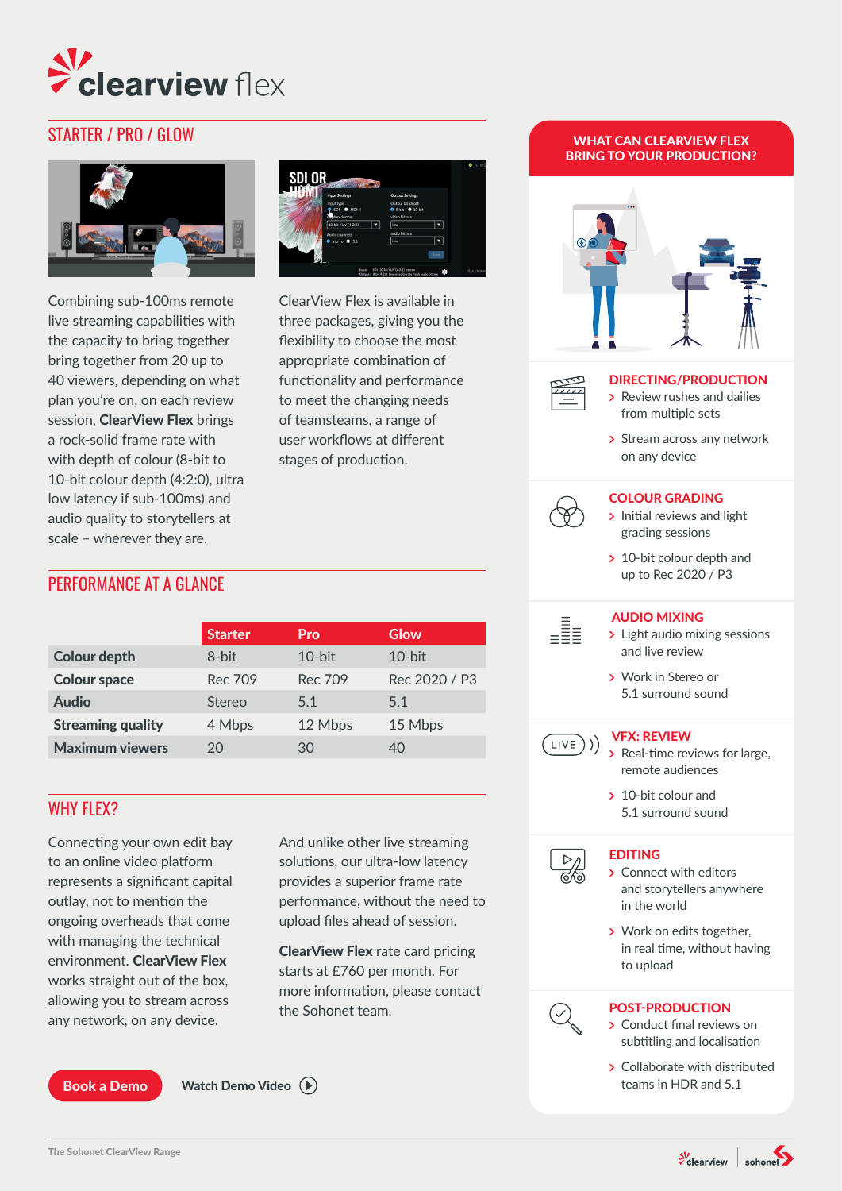# clearview flex

## STARTER / PRO / GLOW

Combining sub-100ms remote live streaming capabilities with the capacity to bring together bring together from 20 up to 40 viewers, depending on what plan you're on, on each review session, **ClearView Flex** brings a rock-solid frame rate with with depth of colour (8-bit to 10-bit colour depth (4:2:0), ultra low latency if sub-100ms) and audio quality to storytellers at scale – wherever they are.

ClearView Flex is available in three packages, giving you the flexibility to choose the most appropriate combination of functionality and performance to meet the changing needs of teamsteams, a range of user workflows at different stages of production.

## PERFORMANCE AT A GLANCE

| | Starter | Pro | Glow |
|---|---|---|---|
| **Colour depth** | 8-bit | 10-bit | 10-bit |
| **Colour space** | Rec 709 | Rec 709 | Rec 2020 / P3 |
| **Audio** | Stereo | 5.1 | 5.1 |
| **Streaming quality** | 4 Mbps | 12 Mbps | 15 Mbps |
| **Maximum viewers** | 20 | 30 | 40 |

## WHY FLEX?

Connecting your own edit bay to an online video platform represents a significant capital outlay, not to mention the ongoing overheads that come with managing the technical environment. **ClearView Flex** works straight out of the box, allowing you to stream across any network, on any device.

And unlike other live streaming solutions, our ultra-low latency provides a superior frame rate performance, without the need to upload files ahead of session.

**ClearView Flex** rate card pricing starts at £760 per month. For more information, please contact the Sohonet team.

Book a Demo

Watch Demo Video

## WHAT CAN CLEARVIEW FLEX BRING TO YOUR PRODUCTION?

### DIRECTING/PRODUCTION

- Review rushes and dailies from multiple sets
- Stream across any network on any device

### COLOUR GRADING

- Initial reviews and light grading sessions
- 10-bit colour depth and up to Rec 2020 / P3

### AUDIO MIXING

- Light audio mixing sessions and live review
- Work in Stereo or 5.1 surround sound

### VFX: REVIEW

- Real-time reviews for large, remote audiences
- 10-bit colour and 5.1 surround sound

### EDITING

- Connect with editors and storytellers anywhere in the world
- Work on edits together, in real time, without having to upload

### POST-PRODUCTION

- Conduct final reviews on subtitling and localisation
- Collaborate with distributed teams in HDR and 5.1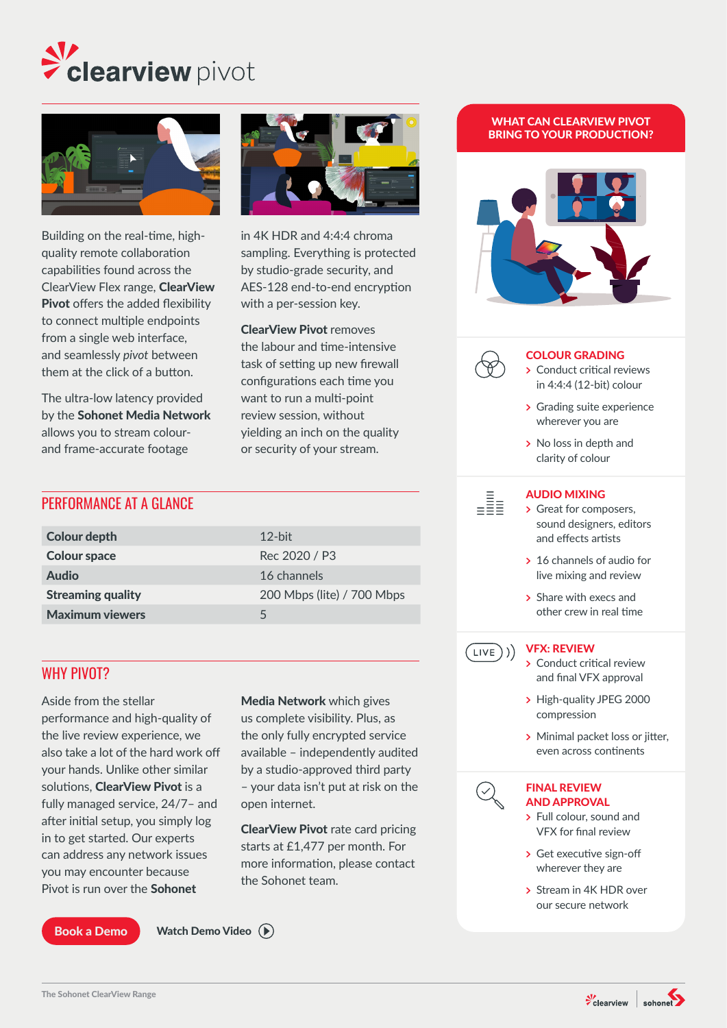# clearview pivot

Building on the real-time, high-quality remote collaboration capabilities found across the ClearView Flex range, **ClearView Pivot** offers the added flexibility to connect multiple endpoints from a single web interface, and seamlessly *pivot* between them at the click of a button.

The ultra-low latency provided by the **Sohonet Media Network** allows you to stream colour- and frame-accurate footage in 4K HDR and 4:4:4 chroma sampling. Everything is protected by studio-grade security, and AES-128 end-to-end encryption with a per-session key.

**ClearView Pivot** removes the labour and time-intensive task of setting up new firewall configurations each time you want to run a multi-point review session, without yielding an inch on the quality or security of your stream.

## PERFORMANCE AT A GLANCE

| | |
|---|---|
| **Colour depth** | 12-bit |
| **Colour space** | Rec 2020 / P3 |
| **Audio** | 16 channels |
| **Streaming quality** | 200 Mbps (lite) / 700 Mbps |
| **Maximum viewers** | 5 |

## WHY PIVOT?

Aside from the stellar performance and high-quality of the live review experience, we also take a lot of the hard work off your hands. Unlike other similar solutions, **ClearView Pivot** is a fully managed service, 24/7– and after initial setup, you simply log in to get started. Our experts can address any network issues you may encounter because Pivot is run over the **Sohonet Media Network** which gives us complete visibility. Plus, as the only fully encrypted service available – independently audited by a studio-approved third party – your data isn't put at risk on the open internet.

**ClearView Pivot** rate card pricing starts at £1,477 per month. For more information, please contact the Sohonet team.

Book a Demo

Watch Demo Video

## WHAT CAN CLEARVIEW PIVOT BRING TO YOUR PRODUCTION?

### COLOUR GRADING

- Conduct critical reviews in 4:4:4 (12-bit) colour
- Grading suite experience wherever you are
- No loss in depth and clarity of colour

### AUDIO MIXING

- Great for composers, sound designers, editors and effects artists
- 16 channels of audio for live mixing and review
- Share with execs and other crew in real time

### VFX: REVIEW

- Conduct critical review and final VFX approval
- High-quality JPEG 2000 compression
- Minimal packet loss or jitter, even across continents

### FINAL REVIEW AND APPROVAL

- Full colour, sound and VFX for final review
- Get executive sign-off wherever they are
- Stream in 4K HDR over our secure network

The Sohonet ClearView Range